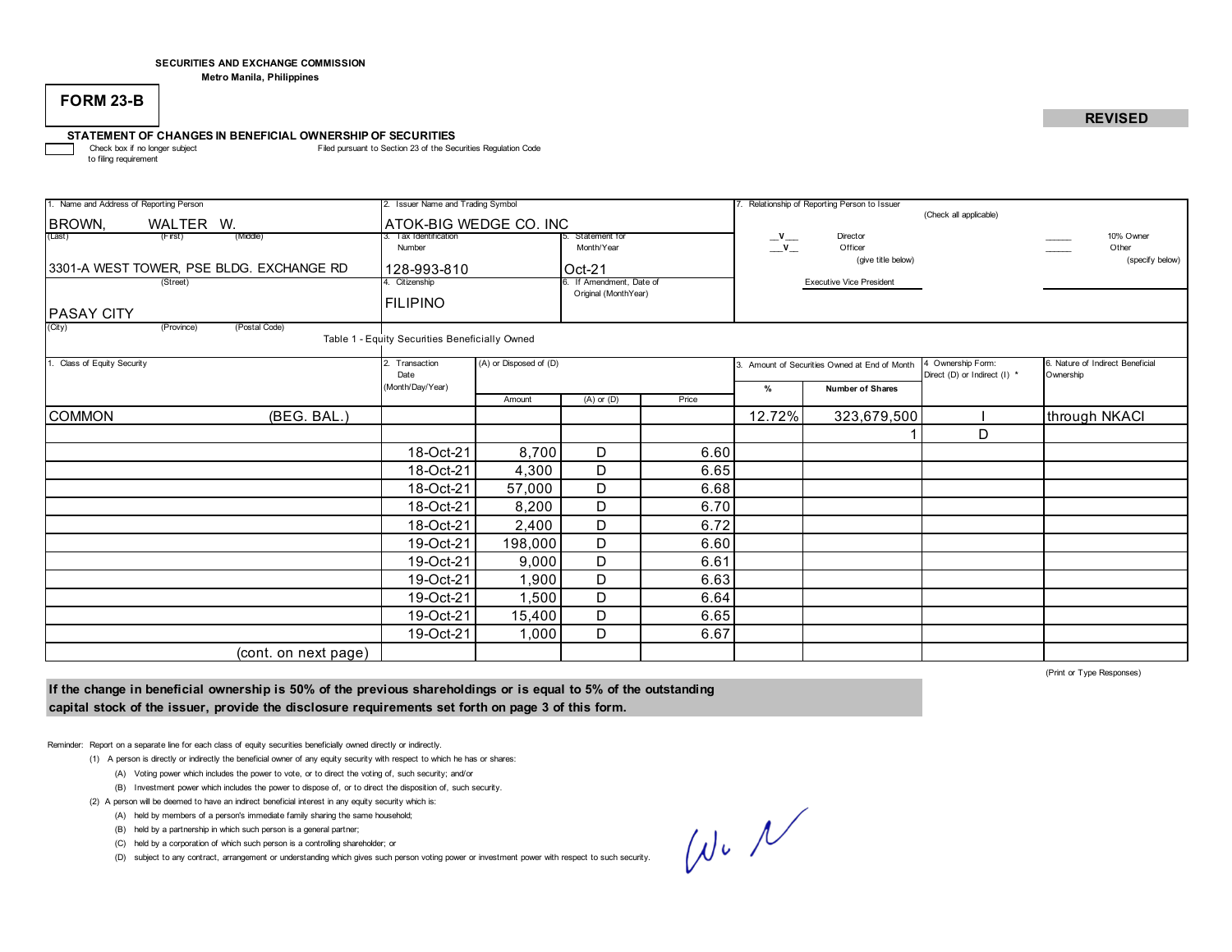SECURITIES AND EXCHANGE COMMISSION
Metro Manila, Philippines

**FORM 23-B**

**REVISED**

**STATEMENT OF CHANGES IN BENEFICIAL OWNERSHIP OF SECURITIES**

☐ Check box if no longer subject to filing requirement

Filed pursuant to Section 23 of the Securities Regulation Code

| 1. Name and Address of Reporting Person | 2. Issuer Name and Trading Symbol | | 7. Relationship of Reporting Person to Issuer (Check all applicable) |
|---|---|---|---|
| BROWN, WALTER W. (Last) (First) (Middle) | ATOK-BIG WEDGE CO. INC | | __V__ Director; __V__ Officer (give title below); ____ 10% Owner; ____ Other (specify below) |
| 3301-A WEST TOWER, PSE BLDG. EXCHANGE RD (Street) | 3. Tax Identification Number: 128-993-810 | 5. Statement for Month/Year: Oct-21 | Executive Vice President |
| PASAY CITY (City) (Province) (Postal Code) | 4. Citizenship: FILIPINO | 6. If Amendment, Date of Original (MonthYear) | |

Table 1 - Equity Securities Beneficially Owned

| 1. Class of Equity Security | 2. Transaction Date (Month/Day/Year) | (A) or Disposed of (D) Amount | (A) or (D) | Price | 3. Amount of Securities Owned at End of Month % | Number of Shares | 4 Ownership Form: Direct (D) or Indirect (I) * | 6. Nature of Indirect Beneficial Ownership |
|---|---|---|---|---|---|---|---|---|
| COMMON (BEG. BAL.) | | | | | 12.72% | 323,679,500 | I | through NKACI |
| | | | | | | 1 | D | |
| | 18-Oct-21 | 8,700 | D | 6.60 | | | | |
| | 18-Oct-21 | 4,300 | D | 6.65 | | | | |
| | 18-Oct-21 | 57,000 | D | 6.68 | | | | |
| | 18-Oct-21 | 8,200 | D | 6.70 | | | | |
| | 18-Oct-21 | 2,400 | D | 6.72 | | | | |
| | 19-Oct-21 | 198,000 | D | 6.60 | | | | |
| | 19-Oct-21 | 9,000 | D | 6.61 | | | | |
| | 19-Oct-21 | 1,900 | D | 6.63 | | | | |
| | 19-Oct-21 | 1,500 | D | 6.64 | | | | |
| | 19-Oct-21 | 15,400 | D | 6.65 | | | | |
| | 19-Oct-21 | 1,000 | D | 6.67 | | | | |
| (cont. on next page) | | | | | | | | |

(Print or Type Responses)

**If the change in beneficial ownership is 50% of the previous shareholdings or is equal to 5% of the outstanding capital stock of the issuer, provide the disclosure requirements set forth on page 3 of this form.**

Reminder: Report on a separate line for each class of equity securities beneficially owned directly or indirectly.

(1) A person is directly or indirectly the beneficial owner of any equity security with respect to which he has or shares:
- (A) Voting power which includes the power to vote, or to direct the voting of, such security; and/or
- (B) Investment power which includes the power to dispose of, or to direct the disposition of, such security.

(2) A person will be deemed to have an indirect beneficial interest in any equity security which is:
- (A) held by members of a person's immediate family sharing the same household;
- (B) held by a partnership in which such person is a general partner;
- (C) held by a corporation of which such person is a controlling shareholder; or
- (D) subject to any contract, arrangement or understanding which gives such person voting power or investment power with respect to such security.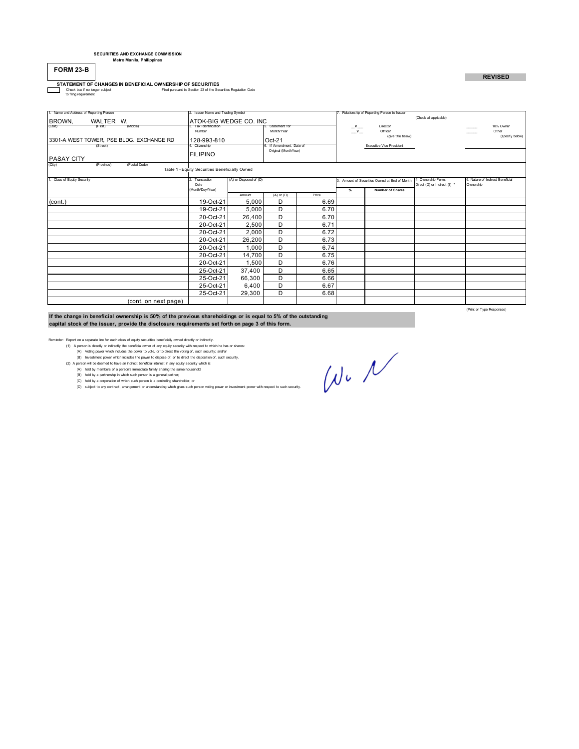SECURITIES AND EXCHANGE COMMISSION
Metro Manila, Philippines

**FORM 23-B**

**REVISED**

**STATEMENT OF CHANGES IN BENEFICIAL OWNERSHIP OF SECURITIES**

☐ Check box if no longer subject to filing requirement

Filed pursuant to Section 23 of the Securities Regulation Code

| 1. Name and Address of Reporting Person | 2. Issuer Name and Trading Symbol | | 7. Relationship of Reporting Person to Issuer (Check all applicable) |
|---|---|---|---|
| BROWN, WALTER W. (Last) (First) (Middle) | ATOK-BIG WEDGE CO. INC | | __v__ Director |
| | 3. Tax Identification Number | 5. Statement for Month/Year | __v__ Officer (give title below) |
| 3301-A WEST TOWER, PSE BLDG. EXCHANGE RD (Street) | 128-993-810 | Oct-21 | _____ 10% Owner |
| | 4. Citizenship | 6. If Amendment, Date of Original (MonthYear) | _____ Other (specify below) |
| PASAY CITY (City) (Province) (Postal Code) | FILIPINO | | Executive Vice President |

Table 1 - Equity Securities Beneficially Owned

| 1. Class of Equity Security | 2. Transaction Date (Month/Day/Year) | 4. Securities Acquired (A) or Disposed of (D) | | | 3. Amount of Securities Owned at End of Month | | 4. Ownership Form: Direct (D) or Indirect (I) * | 6. Nature of Indirect Beneficial Ownership |
|---|---|---|---|---|---|---|---|---|
| | | Amount | (A) or (D) | Price | % | Number of Shares | | |
| (cont.) | 19-Oct-21 | 5,000 | D | 6.69 | | | | |
| | 19-Oct-21 | 5,000 | D | 6.70 | | | | |
| | 20-Oct-21 | 26,400 | D | 6.70 | | | | |
| | 20-Oct-21 | 2,500 | D | 6.71 | | | | |
| | 20-Oct-21 | 2,000 | D | 6.72 | | | | |
| | 20-Oct-21 | 26,200 | D | 6.73 | | | | |
| | 20-Oct-21 | 1,000 | D | 6.74 | | | | |
| | 20-Oct-21 | 14,700 | D | 6.75 | | | | |
| | 20-Oct-21 | 1,500 | D | 6.76 | | | | |
| | 25-Oct-21 | 37,400 | D | 6.65 | | | | |
| | 25-Oct-21 | 66,300 | D | 6.66 | | | | |
| | 25-Oct-21 | 6,400 | D | 6.67 | | | | |
| | 25-Oct-21 | 29,300 | D | 6.68 | | | | |
| (cont. on next page) | | | | | | | | |

(Print or Type Responses)

**If the change in beneficial ownership is 50% of the previous shareholdings or is equal to 5% of the outstanding capital stock of the issuer, provide the disclosure requirements set forth on page 3 of this form.**

Reminder: Report on a separate line for each class of equity securities beneficially owned directly or indirectly.

(1) A person is directly or indirectly the beneficial owner of any equity security with respect to which he has or shares:
- (A) Voting power which includes the power to vote, or to direct the voting of, such security; and/or
- (B) Investment power which includes the power to dispose of, or to direct the disposition of, such security.

(2) A person will be deemed to have an indirect beneficial interest in any equity security which is:
- (A) held by members of a person's immediate family sharing the same household;
- (B) held by a partnership in which such person is a general partner;
- (C) held by a corporation of which such person is a controlling shareholder; or
- (D) subject to any contract, arrangement or understanding which gives such person voting power or investment power with respect to such security.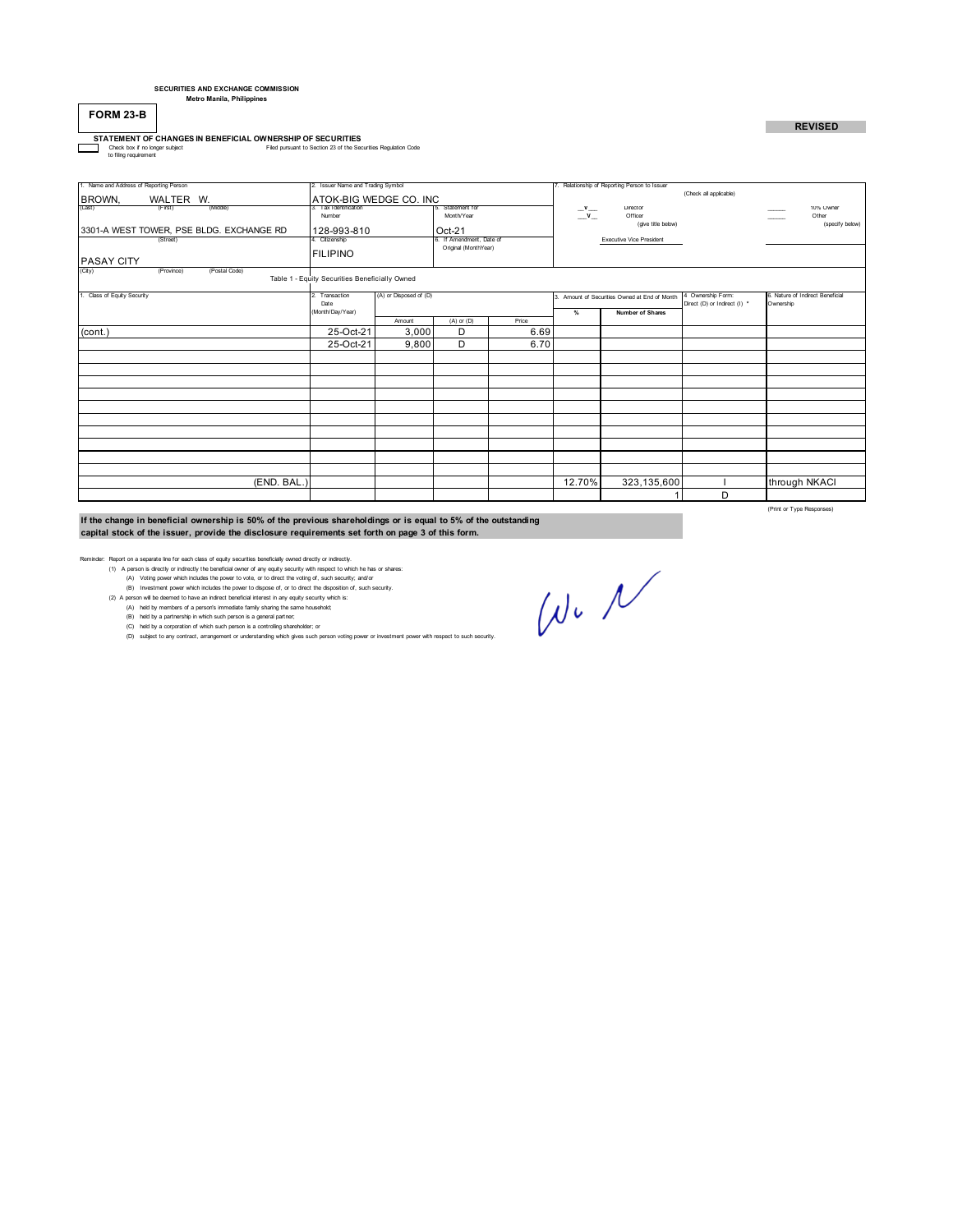SECURITIES AND EXCHANGE COMMISSION
Metro Manila, Philippines

**FORM 23-B**

**REVISED**

**STATEMENT OF CHANGES IN BENEFICIAL OWNERSHIP OF SECURITIES**

Check box if no longer subject to filing requirement

Filed pursuant to Section 23 of the Securities Regulation Code

| 1. Name and Address of Reporting Person | 2. Issuer Name and Trading Symbol | | 7. Relationship of Reporting Person to Issuer (Check all applicable) |
|---|---|---|---|
| BROWN, WALTER W. (Last) (First) (Middle) | ATOK-BIG WEDGE CO. INC | | __v__ Director ____ 10% Owner |
| 3301-A WEST TOWER, PSE BLDG. EXCHANGE RD (Street) | 3. Tax Identification Number: 128-993-810 | 5. Statement for Month/Year: Oct-21 | __v__ Officer (give title below) ____ Other (specify below) |
| PASAY CITY (City) (Province) (Postal Code) | 4. Citizenship: FILIPINO | 6. If Amendment, Date of Original (Month/Year) | Executive Vice President |

Table 1 - Equity Securities Beneficially Owned

| 1. Class of Equity Security | 2. Transaction Date (Month/Day/Year) | (A) or Disposed of (D) Amount | (A) or (D) | Price | 3. Amount of Securities Owned at End of Month % | Number of Shares | 4. Ownership Form: Direct (D) or Indirect (I) * | 6. Nature of Indirect Beneficial Ownership |
|---|---|---|---|---|---|---|---|---|
| (cont.) | 25-Oct-21 | 3,000 | D | 6.69 | | | | |
| | 25-Oct-21 | 9,800 | D | 6.70 | | | | |
| (END. BAL.) | | | | | 12.70% | 323,135,600 | I | through NKACI |
| | | | | | | 1 | D | |

(Print or Type Responses)

**If the change in beneficial ownership is 50% of the previous shareholdings or is equal to 5% of the outstanding capital stock of the issuer, provide the disclosure requirements set forth on page 3 of this form.**

Reminder: Report on a separate line for each class of equity securities beneficially owned directly or indirectly.

(1) A person is directly or indirectly the beneficial owner of any equity security with respect to which he has or shares:
- (A) Voting power which includes the power to vote, or to direct the voting of, such security; and/or
- (B) Investment power which includes the power to dispose of, or to direct the disposition of, such security.

(2) A person will be deemed to have an indirect beneficial interest in any equity security which is:
- (A) held by members of a person's immediate family sharing the same household;
- (B) held by a partnership in which such person is a general partner;
- (C) held by a corporation of which such person is a controlling shareholder; or
- (D) subject to any contract, arrangement or understanding which gives such person voting power or investment power with respect to such security.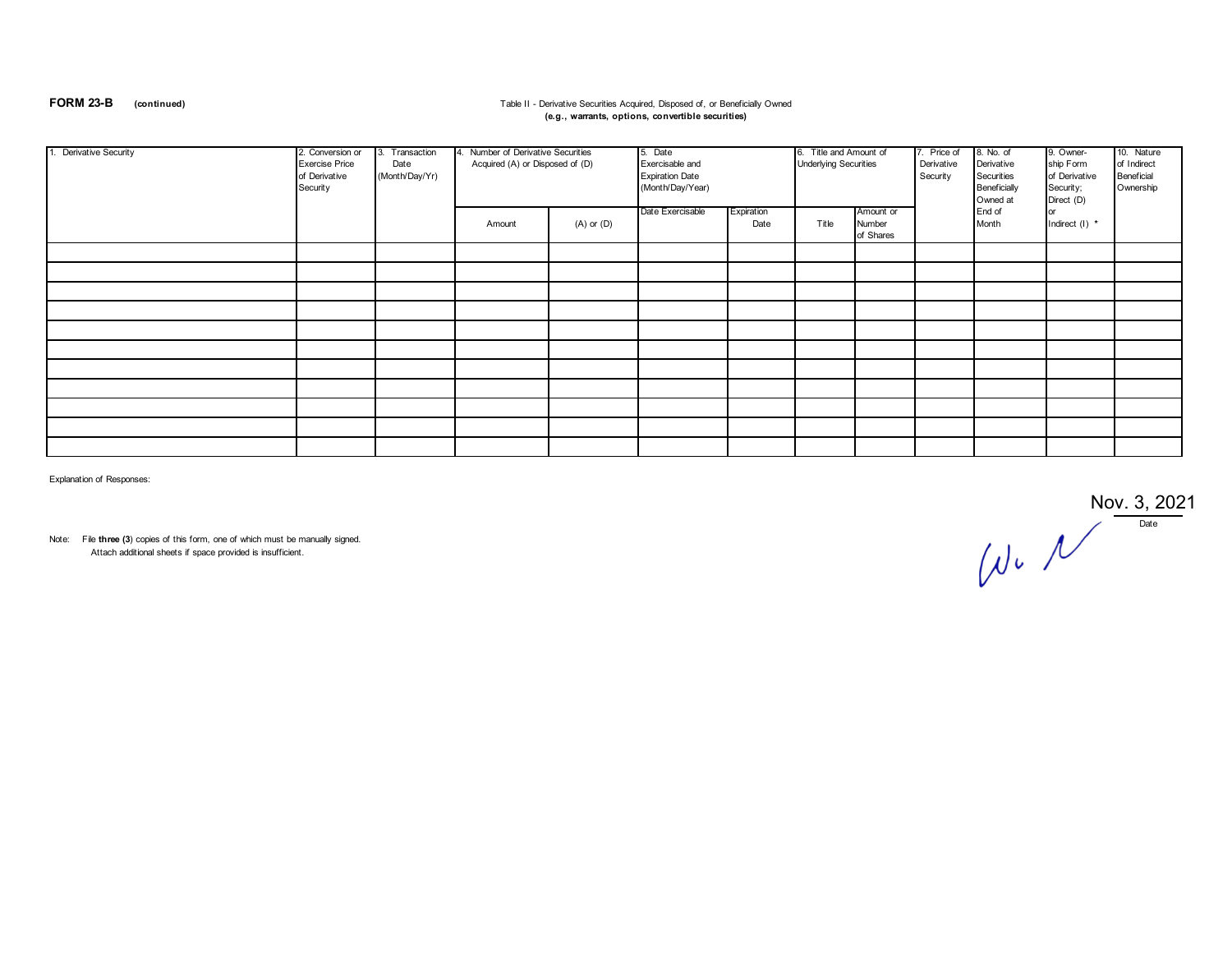**FORM 23-B** **(continued)**

Table II - Derivative Securities Acquired, Disposed of, or Beneficially Owned
**(e.g., warrants, options, convertible securities)**

| 1. Derivative Security | 2. Conversion or Exercise Price of Derivative Security | 3. Transaction Date (Month/Day/Yr) | 4. Number of Derivative Securities Acquired (A) or Disposed of (D) | | 5. Date Exercisable and Expiration Date (Month/Day/Year) | | 6. Title and Amount of Underlying Securities | | 7. Price of Derivative Security | 8. No. of Derivative Securities Beneficially Owned at End of Month | 9. Owner-ship Form of Derivative Security; Direct (D) or Indirect (I) * | 10. Nature of Indirect Beneficial Ownership |
|---|---|---|---|---|---|---|---|---|---|---|---|---|
| | | | Amount | (A) or (D) | Date Exercisable | Expiration Date | Title | Amount or Number of Shares | | | | |
| | | | | | | | | | | | | |
| | | | | | | | | | | | | |
| | | | | | | | | | | | | |
| | | | | | | | | | | | | |
| | | | | | | | | | | | | |
| | | | | | | | | | | | | |
| | | | | | | | | | | | | |
| | | | | | | | | | | | | |
| | | | | | | | | | | | | |
| | | | | | | | | | | | | |
| | | | | | | | | | | | | |

Explanation of Responses:

Note: File **three (3)** copies of this form, one of which must be manually signed.
Attach additional sheets if space provided is insufficient.

Nov. 3, 2021
Date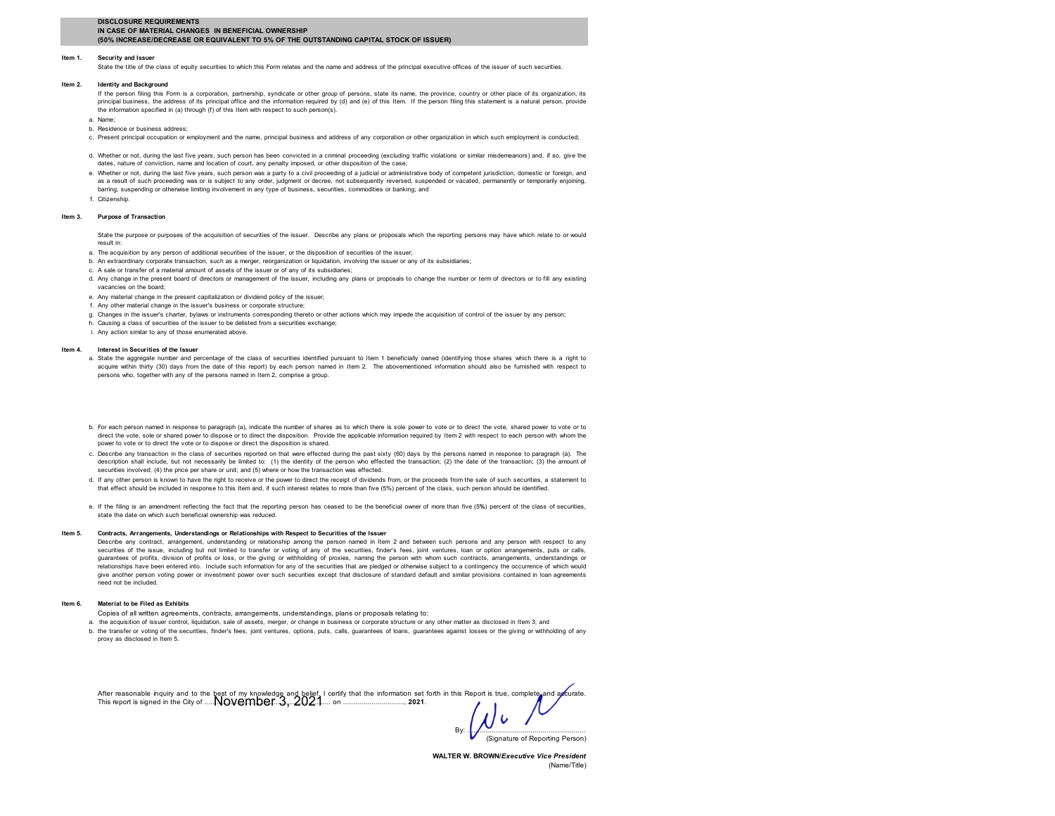**DISCLOSURE REQUIREMENTS**
**IN CASE OF MATERIAL CHANGES IN BENEFICIAL OWNERSHIP**
**(50% INCREASE/DECREASE OR EQUIVALENT TO 5% OF THE OUTSTANDING CAPITAL STOCK OF ISSUER)**

**Item 1. Security and Issuer**

State the title of the class of equity securities to which this Form relates and the name and address of the principal executive offices of the issuer of such securities.

**Item 2. Identity and Background**

If the person filing this Form is a corporation, partnership, syndicate or other group of persons, state its name, the province, country or other place of its organization, its principal business, the address of its principal office and the information required by (d) and (e) of this Item. If the person filing this statement is a natural person, provide the information specified in (a) through (f) of this Item with respect to such person(s).

a. Name;
b. Residence or business address;
c. Present principal occupation or employment and the name, principal business and address of any corporation or other organization in which such employment is conducted;
d. Whether or not, during the last five years, such person has been convicted in a criminal proceeding (excluding traffic violations or similar misdemeanors) and, if so, give the dates, nature of conviction, name and location of court, any penalty imposed, or other disposition of the case;
e. Whether or not, during the last five years, such person was a party to a civil proceeding of a judicial or administrative body of competent jurisdiction, domestic or foreign, and as a result of such proceeding was or is subject to any order, judgment or decree, not subsequently reversed, suspended or vacated, permanently or temporarily enjoining, barring, suspending or otherwise limiting involvement in any type of business, securities, commodities or banking; and
f. Citizenship.

**Item 3. Purpose of Transaction**

State the purpose or purposes of the acquisition of securities of the issuer. Describe any plans or proposals which the reporting persons may have which relate to or would result in:

a. The acquisition by any person of additional securities of the issuer, or the disposition of securities of the issuer;
b. An extraordinary corporate transaction, such as a merger, reorganization or liquidation, involving the issuer or any of its subsidiaries;
c. A sale or transfer of a material amount of assets of the issuer or of any of its subsidiaries;
d. Any change in the present board of directors or management of the issuer, including any plans or proposals to change the number or term of directors or to fill any existing vacancies on the board;
e. Any material change in the present capitalization or dividend policy of the issuer;
f. Any other material change in the issuer's business or corporate structure;
g. Changes in the issuer's charter, bylaws or instruments corresponding thereto or other actions which may impede the acquisition of control of the issuer by any person;
h. Causing a class of securities of the issuer to be delisted from a securities exchange;
i. Any action similar to any of those enumerated above.

**Item 4. Interest in Securities of the Issuer**

a. State the aggregate number and percentage of the class of securities identified pursuant to Item 1 beneficially owned (identifying those shares which there is a right to acquire within thirty (30) days from the date of this report) by each person named in Item 2. The abovementioned information should also be furnished with respect to persons who, together with any of the persons named in Item 2, comprise a group.

b. For each person named in response to paragraph (a), indicate the number of shares as to which there is sole power to vote or to direct the vote, shared power to vote or to direct the vote, sole or shared power to dispose or to direct the disposition. Provide the applicable information required by Item 2 with respect to each person with whom the power to vote or to direct the vote or to dispose or direct the disposition is shared.
c. Describe any transaction in the class of securities reported on that were effected during the past sixty (60) days by the persons named in response to paragraph (a). The description shall include, but not necessarily be limited to: (1) the identity of the person who effected the transaction; (2) the date of the transaction; (3) the amount of securities involved; (4) the price per share or unit; and (5) where or how the transaction was effected.
d. If any other person is known to have the right to receive or the power to direct the receipt of dividends from, or the proceeds from the sale of such securities, a statement to that effect should be included in response to this Item and, if such interest relates to more than five (5%) percent of the class, such person should be identified.
e. If the filing is an amendment reflecting the fact that the reporting person has ceased to be the beneficial owner of more than five (5%) percent of the class of securities, state the date on which such beneficial ownership was reduced.

**Item 5. Contracts, Arrangements, Understandings or Relationships with Respect to Securities of the Issuer**

Describe any contract, arrangement, understanding or relationship among the person named in Item 2 and between such persons and any person with respect to any securities of the issue, including but not limited to transfer or voting of any of the securities, finder's fees, joint ventures, loan or option arrangements, puts or calls, guarantees of profits, division of profits or loss, or the giving or withholding of proxies, naming the person with whom such contracts, arrangements, understandings or relationships have been entered into. Include such information for any of the securities that are pledged or otherwise subject to a contingency the occurrence of which would give another person voting power or investment power over such securities except that disclosure of standard default and similar provisions contained in loan agreements need not be included.

**Item 6. Material to be Filed as Exhibits**

Copies of all written agreements, contracts, arrangements, understandings, plans or proposals relating to:

a. the acquisition of issuer control, liquidation, sale of assets, merger, or change in business or corporate structure or any other matter as disclosed in Item 3; and
b. the transfer or voting of the securities, finder's fees, joint ventures, options, puts, calls, guarantees of loans, guarantees against losses or the giving or withholding of any proxy as disclosed in Item 5.

After reasonable inquiry and to the best of my knowledge and belief, I certify that the information set forth in this Report is true, complete and accurate.
This report is signed in the City of .....November 3, 2021..... on .............................., **2021**.

By: ..........................................................
(Signature of Reporting Person)

**WALTER W. BROWN/*Executive Vice President***
(Name/Title)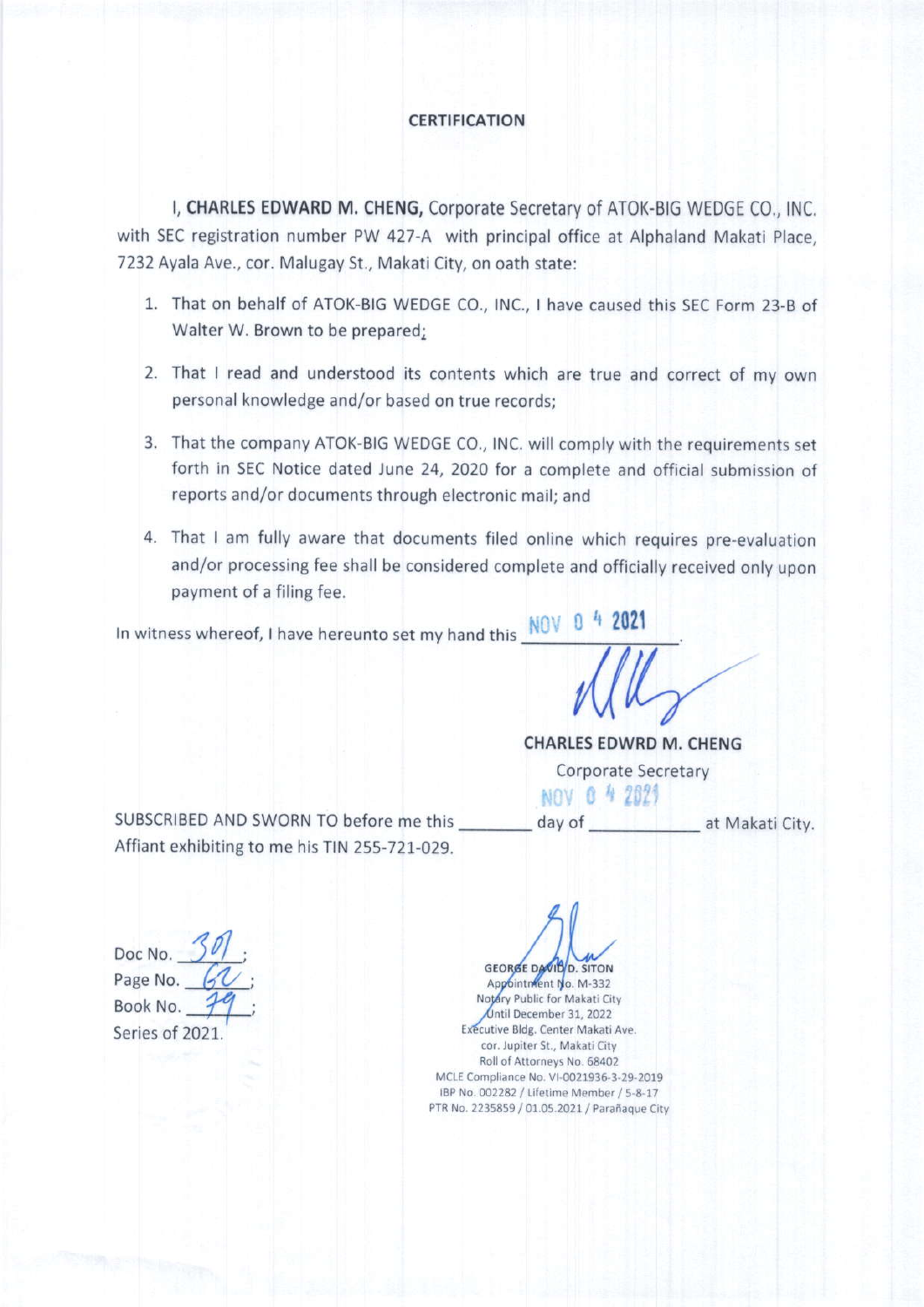# CERTIFICATION

I, **CHARLES EDWARD M. CHENG,** Corporate Secretary of ATOK-BIG WEDGE CO., INC. with SEC registration number PW 427-A with principal office at Alphaland Makati Place, 7232 Ayala Ave., cor. Malugay St., Makati City, on oath state:

1. That on behalf of ATOK-BIG WEDGE CO., INC., I have caused this SEC Form 23-B of Walter W. Brown to be prepared;
2. That I read and understood its contents which are true and correct of my own personal knowledge and/or based on true records;
3. That the company ATOK-BIG WEDGE CO., INC. will comply with the requirements set forth in SEC Notice dated June 24, 2020 for a complete and official submission of reports and/or documents through electronic mail; and
4. That I am fully aware that documents filed online which requires pre-evaluation and/or processing fee shall be considered complete and officially received only upon payment of a filing fee.

In witness whereof, I have hereunto set my hand this NOV 04 2021.

**CHARLES EDWRD M. CHENG**
Corporate Secretary

SUBSCRIBED AND SWORN TO before me this NOV 04 2021 day of ________ at Makati City. Affiant exhibiting to me his TIN 255-721-029.

Doc No. 301;
Page No. 62;
Book No. 79;
Series of 2021.

GEORGE DAVID D. SITON
Appointment No. M-332
Notary Public for Makati City
Until December 31, 2022
Executive Bldg. Center Makati Ave.
cor. Jupiter St., Makati City
Roll of Attorneys No. 68402
MCLE Compliance No. VI-0021936-3-29-2019
IBP No. 002282 / Lifetime Member / 5-8-17
PTR No. 2235859 / 01.05.2021 / Parañaque City